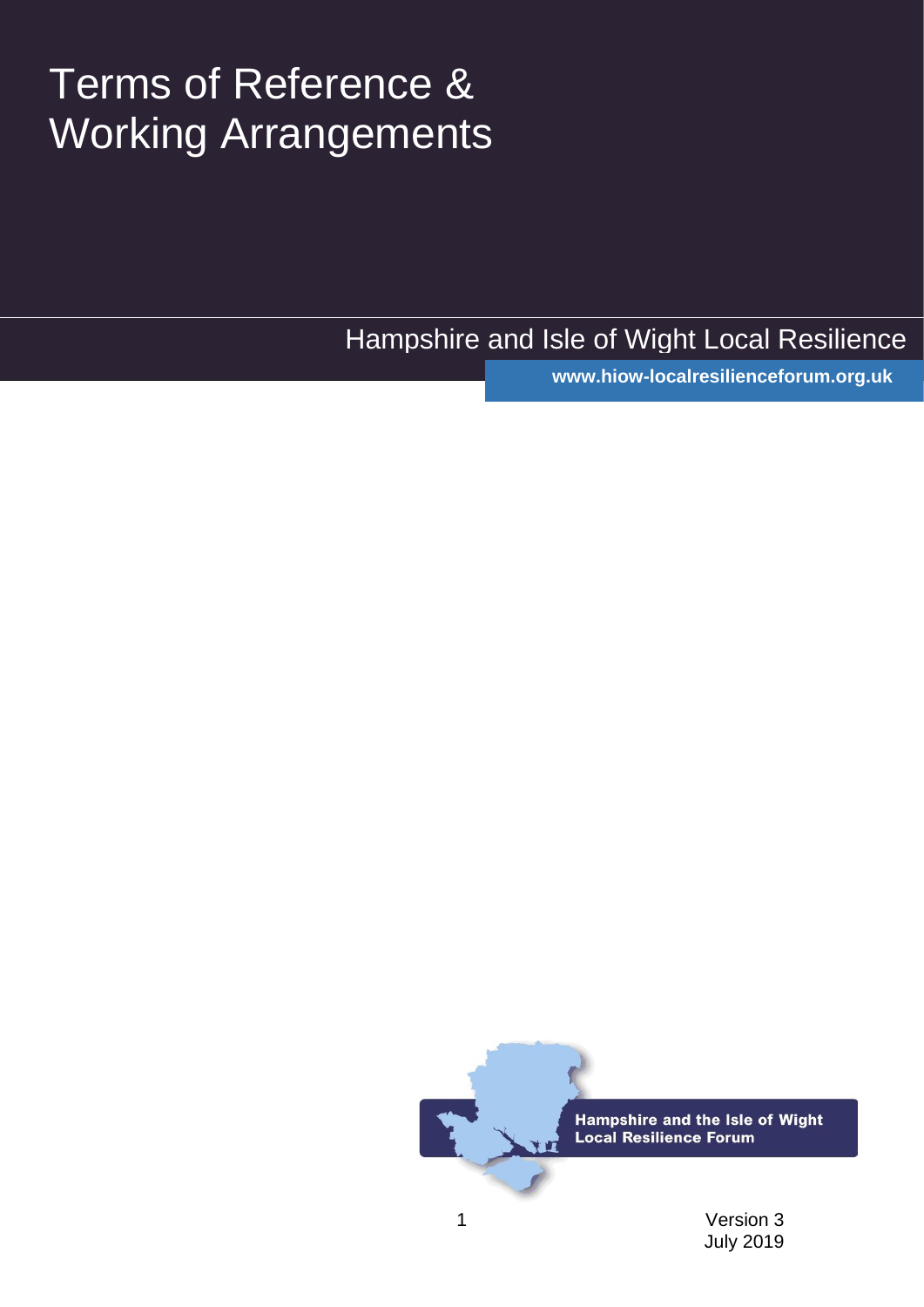# Terms of Reference & Working Arrangements

Hampshire and Isle of Wight Local Resilience

**www.hiow-localresilienceforum.org.uk**

**Hampshire and the Isle of Wight Local Resilience Forum**

Version 3
July 2019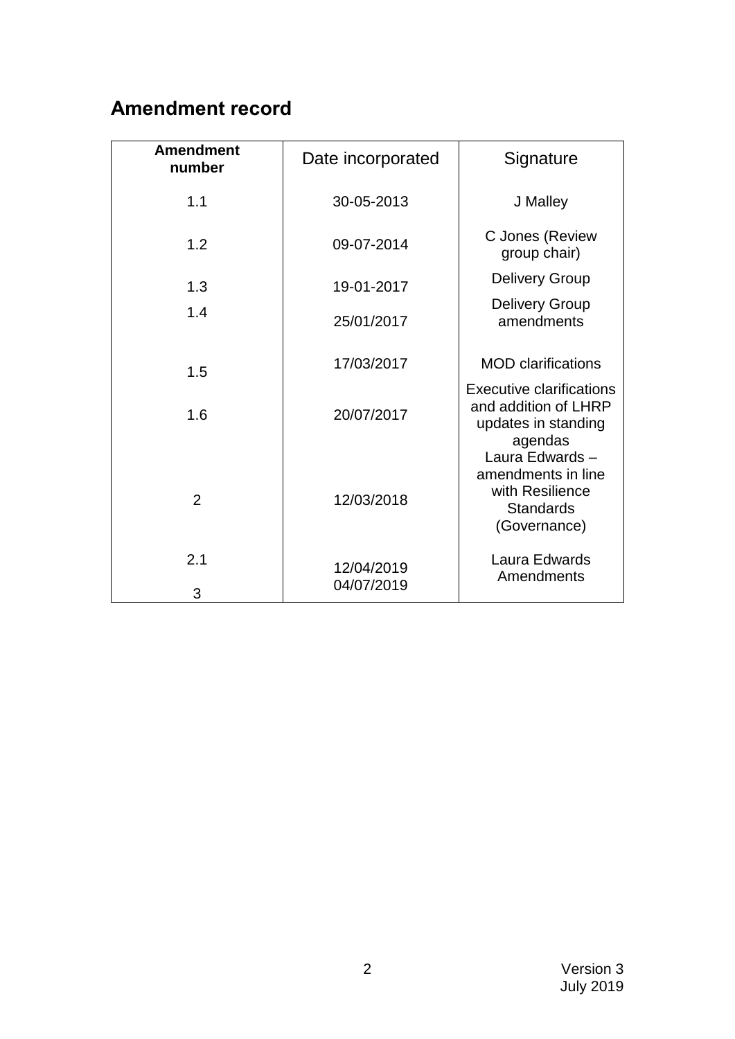## Amendment record

| Amendment number | Date incorporated | Signature |
|---|---|---|
| 1.1 | 30-05-2013 | J Malley |
| 1.2 | 09-07-2014 | C Jones (Review group chair) |
| 1.3 | 19-01-2017 | Delivery Group |
| 1.4 | 25/01/2017 | Delivery Group amendments |
| 1.5 | 17/03/2017 | MOD clarifications |
| 1.6 | 20/07/2017 | Executive clarifications and addition of LHRP updates in standing agendas |
| 2 | 12/03/2018 | Laura Edwards – amendments in line with Resilience Standards (Governance) |
| 2.1 | 12/04/2019 | Laura Edwards Amendments |
| 3 | 04/07/2019 | |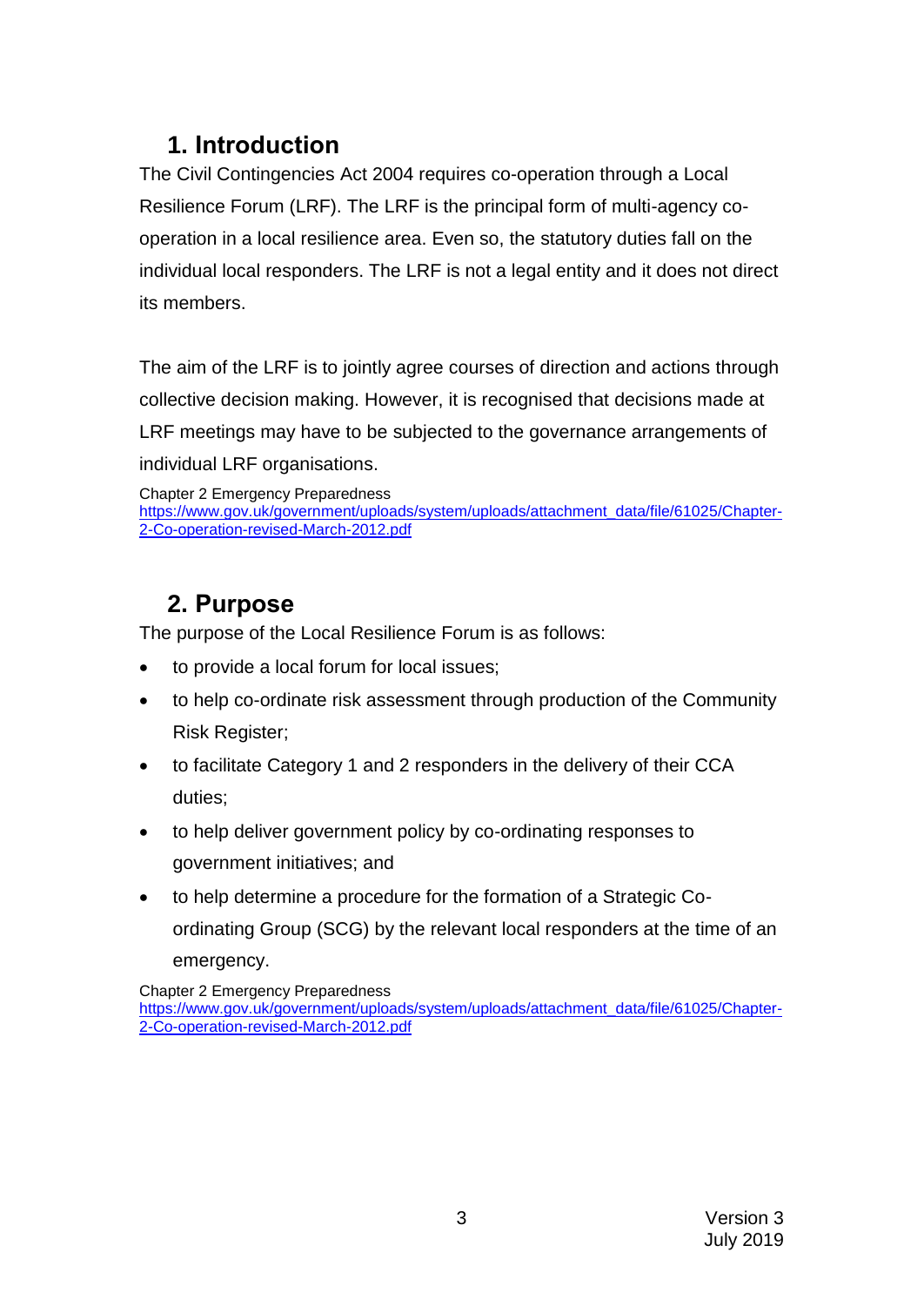## 1. Introduction

The Civil Contingencies Act 2004 requires co-operation through a Local Resilience Forum (LRF). The LRF is the principal form of multi-agency co-operation in a local resilience area. Even so, the statutory duties fall on the individual local responders. The LRF is not a legal entity and it does not direct its members.

The aim of the LRF is to jointly agree courses of direction and actions through collective decision making. However, it is recognised that decisions made at LRF meetings may have to be subjected to the governance arrangements of individual LRF organisations.

Chapter 2 Emergency Preparedness
https://www.gov.uk/government/uploads/system/uploads/attachment_data/file/61025/Chapter-2-Co-operation-revised-March-2012.pdf

## 2. Purpose

The purpose of the Local Resilience Forum is as follows:

- to provide a local forum for local issues;
- to help co-ordinate risk assessment through production of the Community Risk Register;
- to facilitate Category 1 and 2 responders in the delivery of their CCA duties;
- to help deliver government policy by co-ordinating responses to government initiatives; and
- to help determine a procedure for the formation of a Strategic Co-ordinating Group (SCG) by the relevant local responders at the time of an emergency.

Chapter 2 Emergency Preparedness
https://www.gov.uk/government/uploads/system/uploads/attachment_data/file/61025/Chapter-2-Co-operation-revised-March-2012.pdf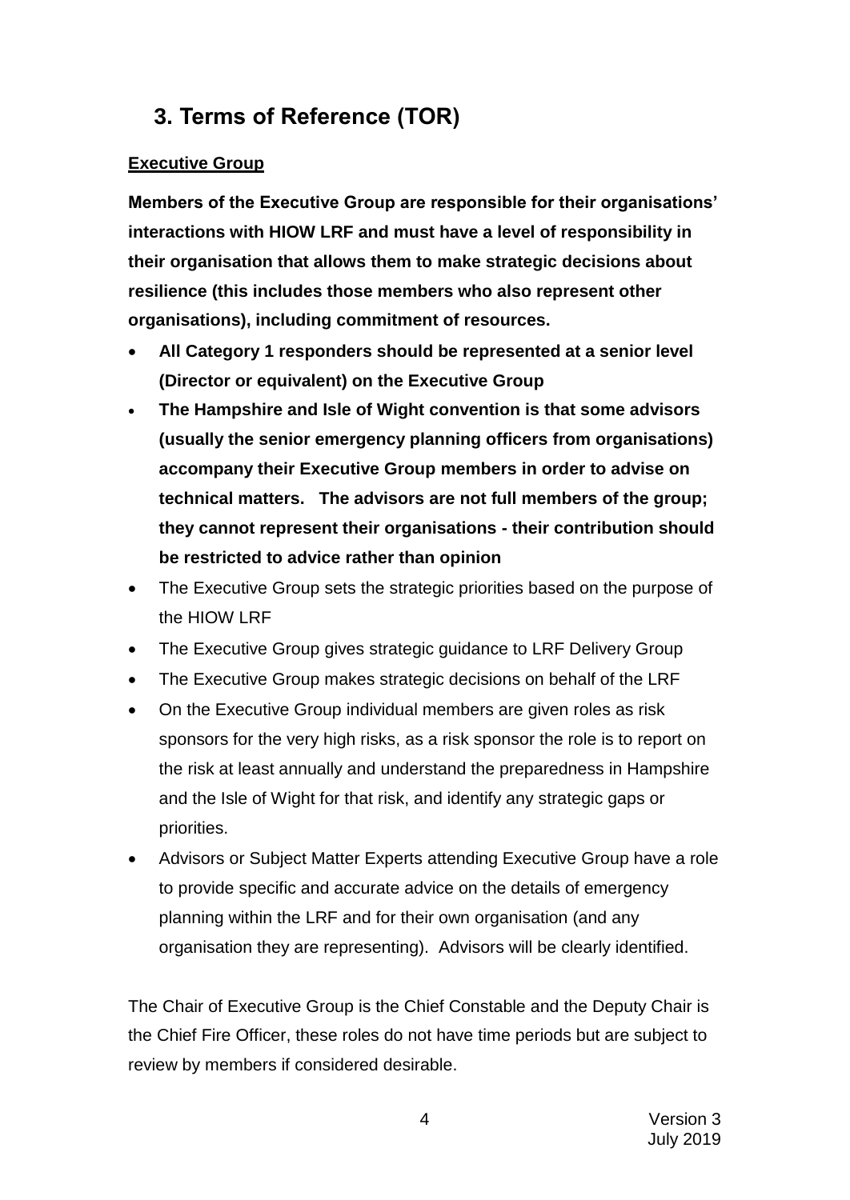## 3. Terms of Reference (TOR)

**Executive Group**

**Members of the Executive Group are responsible for their organisations' interactions with HIOW LRF and must have a level of responsibility in their organisation that allows them to make strategic decisions about resilience (this includes those members who also represent other organisations), including commitment of resources.**

- **All Category 1 responders should be represented at a senior level (Director or equivalent) on the Executive Group**
- **The Hampshire and Isle of Wight convention is that some advisors (usually the senior emergency planning officers from organisations) accompany their Executive Group members in order to advise on technical matters. The advisors are not full members of the group; they cannot represent their organisations - their contribution should be restricted to advice rather than opinion**
- The Executive Group sets the strategic priorities based on the purpose of the HIOW LRF
- The Executive Group gives strategic guidance to LRF Delivery Group
- The Executive Group makes strategic decisions on behalf of the LRF
- On the Executive Group individual members are given roles as risk sponsors for the very high risks, as a risk sponsor the role is to report on the risk at least annually and understand the preparedness in Hampshire and the Isle of Wight for that risk, and identify any strategic gaps or priorities.
- Advisors or Subject Matter Experts attending Executive Group have a role to provide specific and accurate advice on the details of emergency planning within the LRF and for their own organisation (and any organisation they are representing). Advisors will be clearly identified.

The Chair of Executive Group is the Chief Constable and the Deputy Chair is the Chief Fire Officer, these roles do not have time periods but are subject to review by members if considered desirable.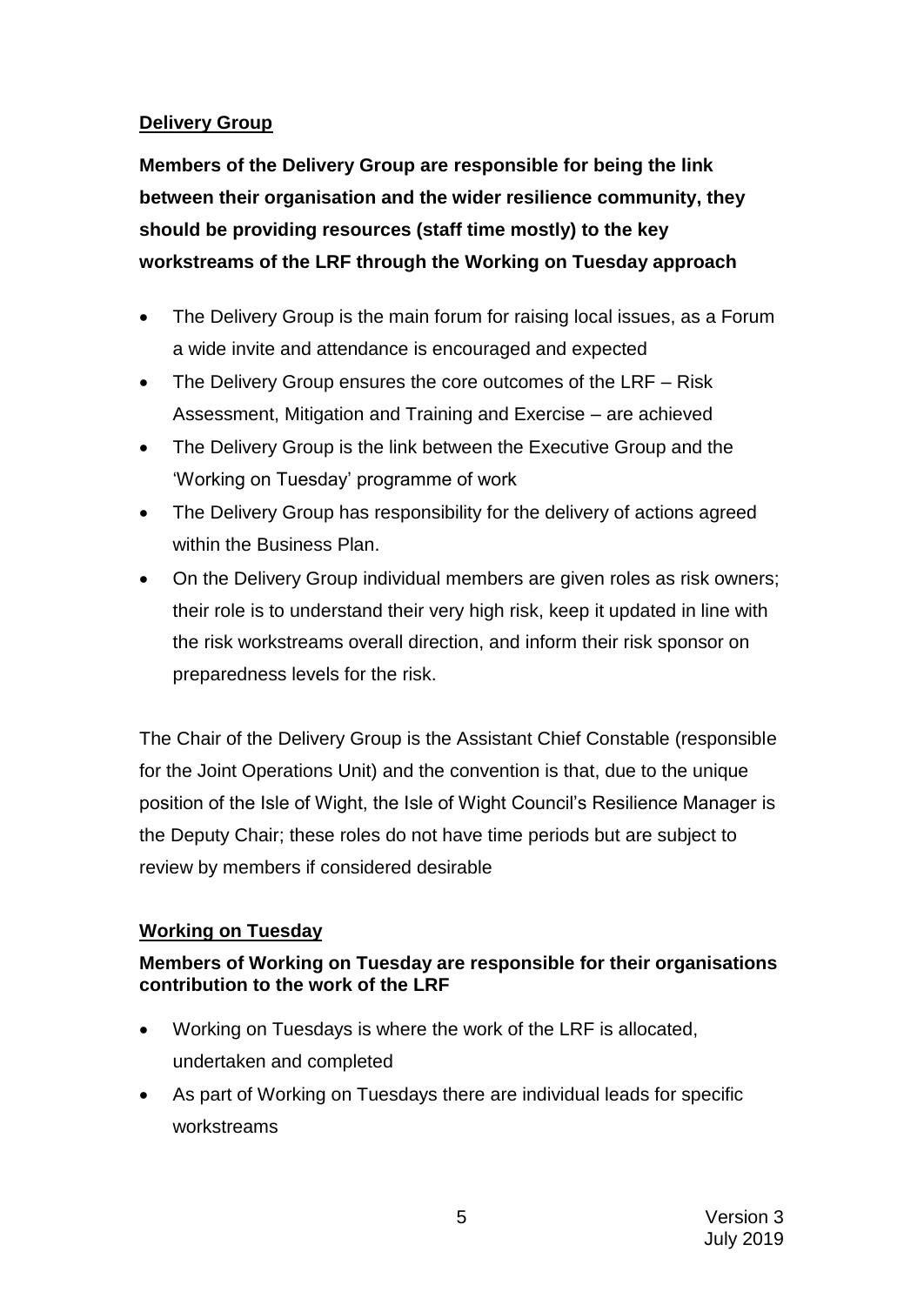## Delivery Group

**Members of the Delivery Group are responsible for being the link between their organisation and the wider resilience community, they should be providing resources (staff time mostly) to the key workstreams of the LRF through the Working on Tuesday approach**

- The Delivery Group is the main forum for raising local issues, as a Forum a wide invite and attendance is encouraged and expected
- The Delivery Group ensures the core outcomes of the LRF – Risk Assessment, Mitigation and Training and Exercise – are achieved
- The Delivery Group is the link between the Executive Group and the 'Working on Tuesday' programme of work
- The Delivery Group has responsibility for the delivery of actions agreed within the Business Plan.
- On the Delivery Group individual members are given roles as risk owners; their role is to understand their very high risk, keep it updated in line with the risk workstreams overall direction, and inform their risk sponsor on preparedness levels for the risk.

The Chair of the Delivery Group is the Assistant Chief Constable (responsible for the Joint Operations Unit) and the convention is that, due to the unique position of the Isle of Wight, the Isle of Wight Council's Resilience Manager is the Deputy Chair; these roles do not have time periods but are subject to review by members if considered desirable

## Working on Tuesday

**Members of Working on Tuesday are responsible for their organisations contribution to the work of the LRF**

- Working on Tuesdays is where the work of the LRF is allocated, undertaken and completed
- As part of Working on Tuesdays there are individual leads for specific workstreams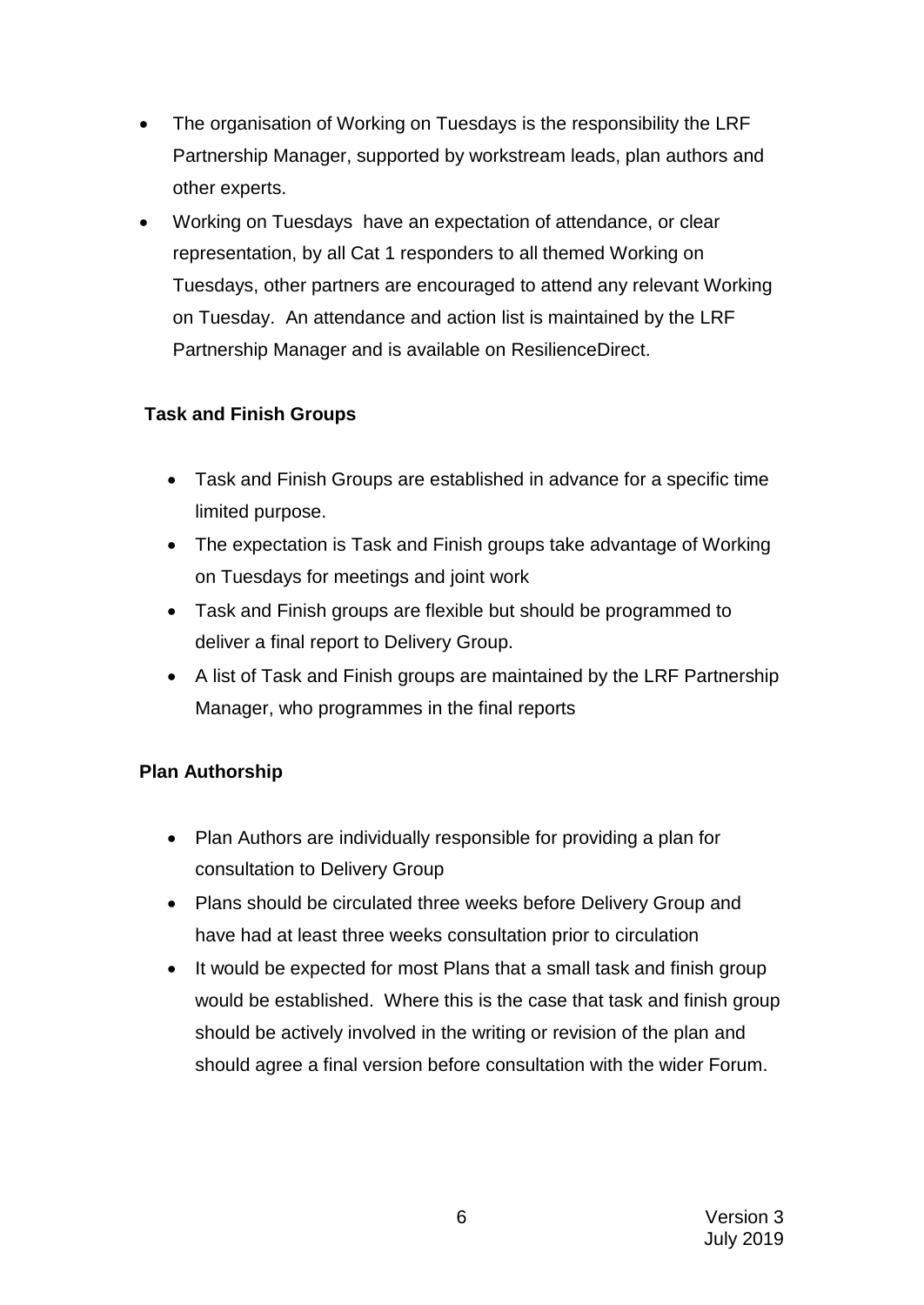- The organisation of Working on Tuesdays is the responsibility the LRF Partnership Manager, supported by workstream leads, plan authors and other experts.
- Working on Tuesdays have an expectation of attendance, or clear representation, by all Cat 1 responders to all themed Working on Tuesdays, other partners are encouraged to attend any relevant Working on Tuesday. An attendance and action list is maintained by the LRF Partnership Manager and is available on ResilienceDirect.

**Task and Finish Groups**

- Task and Finish Groups are established in advance for a specific time limited purpose.
- The expectation is Task and Finish groups take advantage of Working on Tuesdays for meetings and joint work
- Task and Finish groups are flexible but should be programmed to deliver a final report to Delivery Group.
- A list of Task and Finish groups are maintained by the LRF Partnership Manager, who programmes in the final reports

**Plan Authorship**

- Plan Authors are individually responsible for providing a plan for consultation to Delivery Group
- Plans should be circulated three weeks before Delivery Group and have had at least three weeks consultation prior to circulation
- It would be expected for most Plans that a small task and finish group would be established. Where this is the case that task and finish group should be actively involved in the writing or revision of the plan and should agree a final version before consultation with the wider Forum.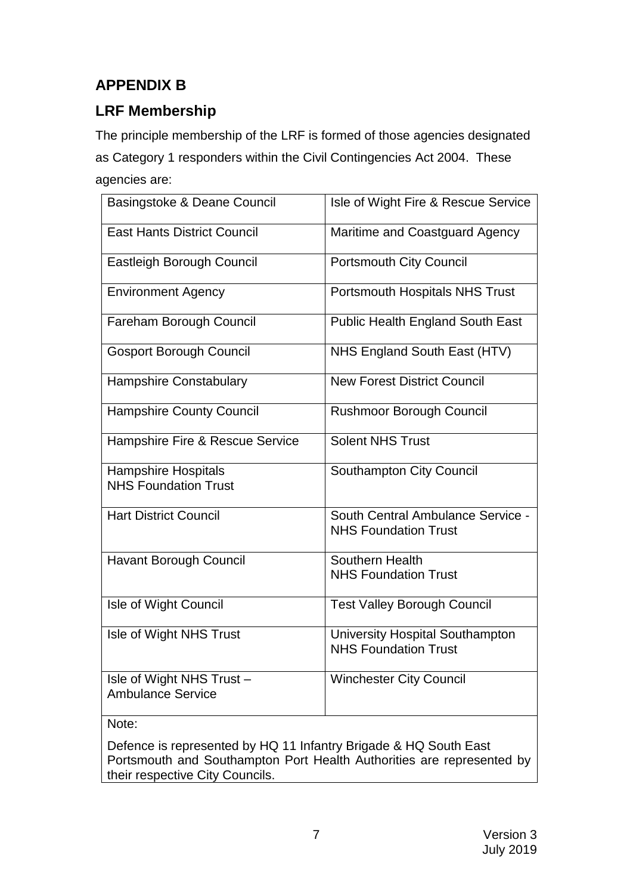## APPENDIX B

## LRF Membership

The principle membership of the LRF is formed of those agencies designated as Category 1 responders within the Civil Contingencies Act 2004. These agencies are:

| | |
|---|---|
| Basingstoke & Deane Council | Isle of Wight Fire & Rescue Service |
| East Hants District Council | Maritime and Coastguard Agency |
| Eastleigh Borough Council | Portsmouth City Council |
| Environment Agency | Portsmouth Hospitals NHS Trust |
| Fareham Borough Council | Public Health England South East |
| Gosport Borough Council | NHS England South East (HTV) |
| Hampshire Constabulary | New Forest District Council |
| Hampshire County Council | Rushmoor Borough Council |
| Hampshire Fire & Rescue Service | Solent NHS Trust |
| Hampshire Hospitals NHS Foundation Trust | Southampton City Council |
| Hart District Council | South Central Ambulance Service - NHS Foundation Trust |
| Havant Borough Council | Southern Health NHS Foundation Trust |
| Isle of Wight Council | Test Valley Borough Council |
| Isle of Wight NHS Trust | University Hospital Southampton NHS Foundation Trust |
| Isle of Wight NHS Trust – Ambulance Service | Winchester City Council |

Note:

Defence is represented by HQ 11 Infantry Brigade & HQ South East
Portsmouth and Southampton Port Health Authorities are represented by their respective City Councils.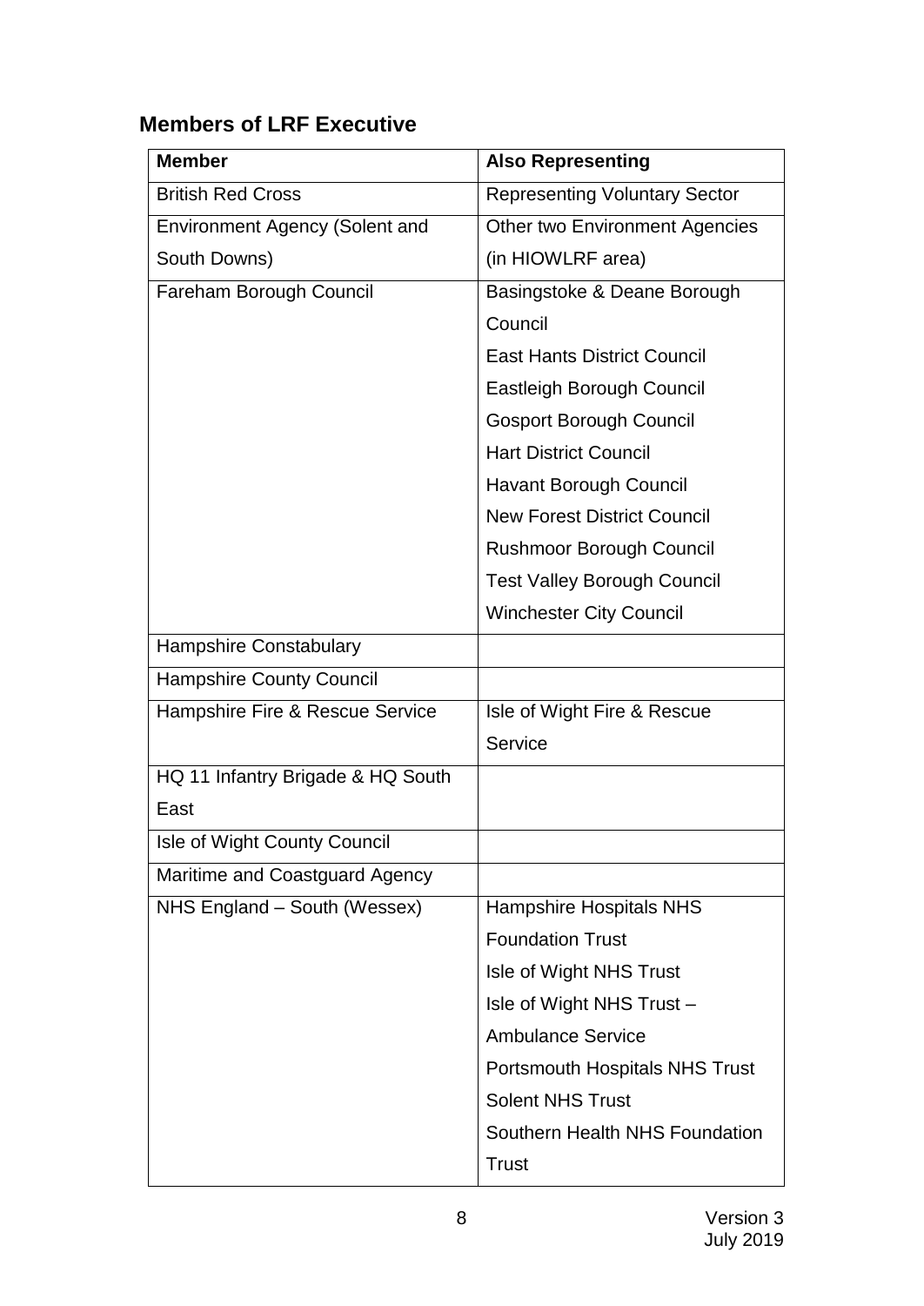## Members of LRF Executive

| Member | Also Representing |
|---|---|
| British Red Cross | Representing Voluntary Sector |
| Environment Agency (Solent and South Downs) | Other two Environment Agencies (in HIOWLRF area) |
| Fareham Borough Council | Basingstoke & Deane Borough Council<br>East Hants District Council<br>Eastleigh Borough Council<br>Gosport Borough Council<br>Hart District Council<br>Havant Borough Council<br>New Forest District Council<br>Rushmoor Borough Council<br>Test Valley Borough Council<br>Winchester City Council |
| Hampshire Constabulary | |
| Hampshire County Council | |
| Hampshire Fire & Rescue Service | Isle of Wight Fire & Rescue Service |
| HQ 11 Infantry Brigade & HQ South East | |
| Isle of Wight County Council | |
| Maritime and Coastguard Agency | |
| NHS England – South (Wessex) | Hampshire Hospitals NHS Foundation Trust<br>Isle of Wight NHS Trust<br>Isle of Wight NHS Trust – Ambulance Service<br>Portsmouth Hospitals NHS Trust<br>Solent NHS Trust<br>Southern Health NHS Foundation Trust |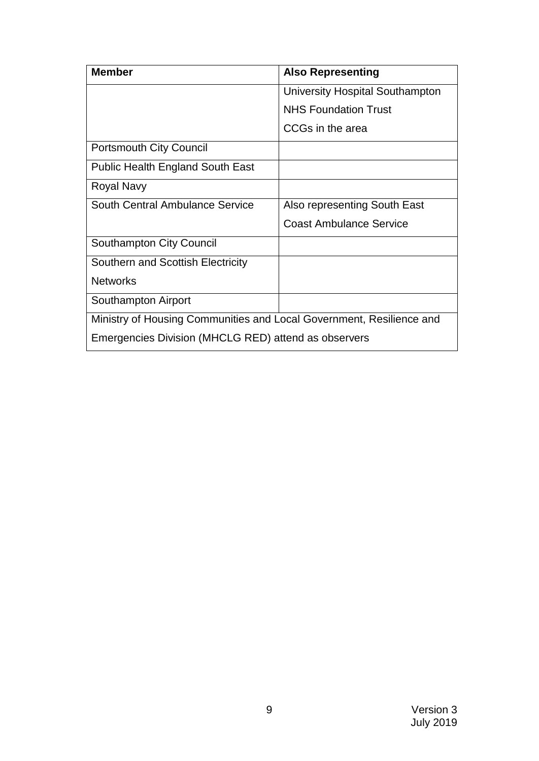| Member | Also Representing |
| --- | --- |
| | University Hospital Southampton NHS Foundation Trust CCGs in the area |
| Portsmouth City Council | |
| Public Health England South East | |
| Royal Navy | |
| South Central Ambulance Service | Also representing South East Coast Ambulance Service |
| Southampton City Council | |
| Southern and Scottish Electricity Networks | |
| Southampton Airport | |
| Ministry of Housing Communities and Local Government, Resilience and Emergencies Division (MHCLG RED) attend as observers | |

Version 3
July 2019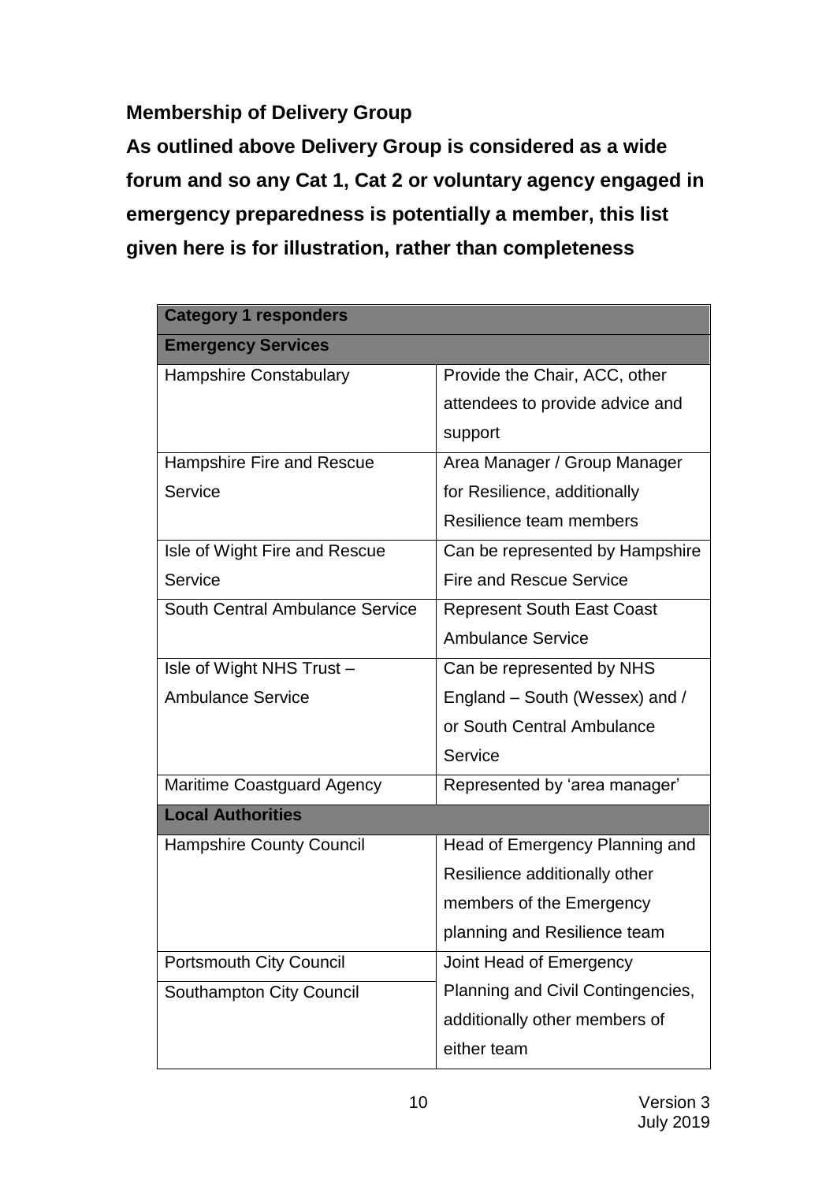**Membership of Delivery Group**

**As outlined above Delivery Group is considered as a wide forum and so any Cat 1, Cat 2 or voluntary agency engaged in emergency preparedness is potentially a member, this list given here is for illustration, rather than completeness**

| **Category 1 responders** | |
|---|---|
| **Emergency Services** | |
| Hampshire Constabulary | Provide the Chair, ACC, other attendees to provide advice and support |
| Hampshire Fire and Rescue Service | Area Manager / Group Manager for Resilience, additionally Resilience team members |
| Isle of Wight Fire and Rescue Service | Can be represented by Hampshire Fire and Rescue Service |
| South Central Ambulance Service | Represent South East Coast Ambulance Service |
| Isle of Wight NHS Trust – Ambulance Service | Can be represented by NHS England – South (Wessex) and / or South Central Ambulance Service |
| Maritime Coastguard Agency | Represented by 'area manager' |
| **Local Authorities** | |
| Hampshire County Council | Head of Emergency Planning and Resilience additionally other members of the Emergency planning and Resilience team |
| Portsmouth City Council | Joint Head of Emergency Planning and Civil Contingencies, additionally other members of either team |
| Southampton City Council | |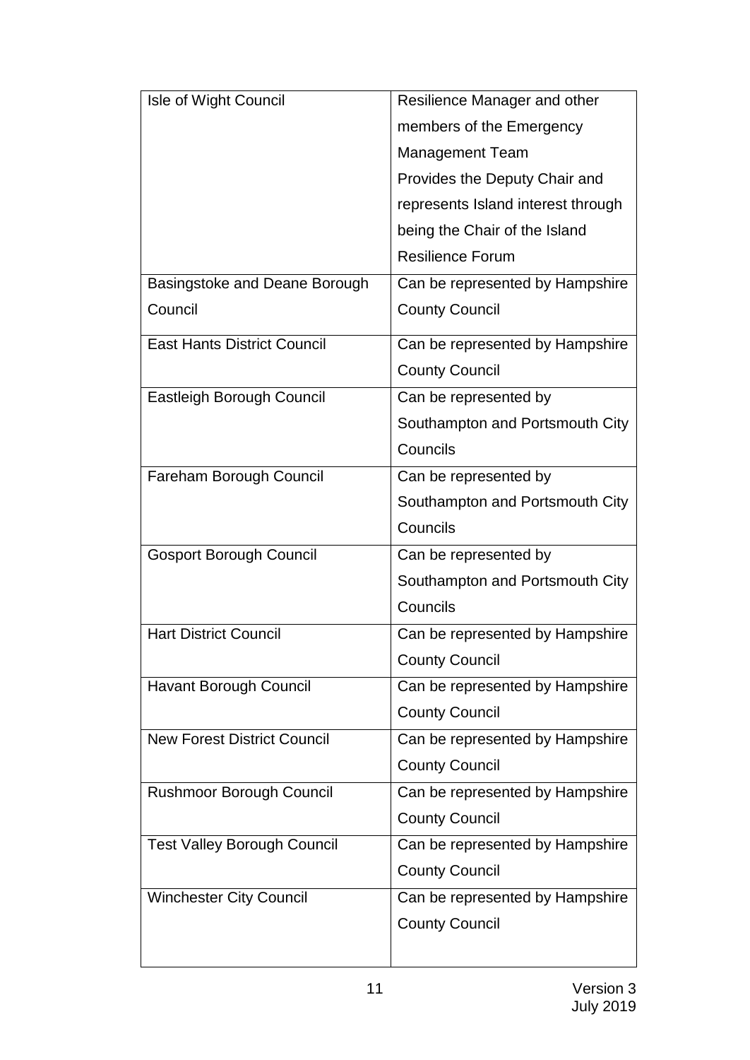| | |
|---|---|
| Isle of Wight Council | Resilience Manager and other members of the Emergency Management Team<br>Provides the Deputy Chair and represents Island interest through being the Chair of the Island Resilience Forum |
| Basingstoke and Deane Borough Council | Can be represented by Hampshire County Council |
| East Hants District Council | Can be represented by Hampshire County Council |
| Eastleigh Borough Council | Can be represented by Southampton and Portsmouth City Councils |
| Fareham Borough Council | Can be represented by Southampton and Portsmouth City Councils |
| Gosport Borough Council | Can be represented by Southampton and Portsmouth City Councils |
| Hart District Council | Can be represented by Hampshire County Council |
| Havant Borough Council | Can be represented by Hampshire County Council |
| New Forest District Council | Can be represented by Hampshire County Council |
| Rushmoor Borough Council | Can be represented by Hampshire County Council |
| Test Valley Borough Council | Can be represented by Hampshire County Council |
| Winchester City Council | Can be represented by Hampshire County Council |

Version 3
July 2019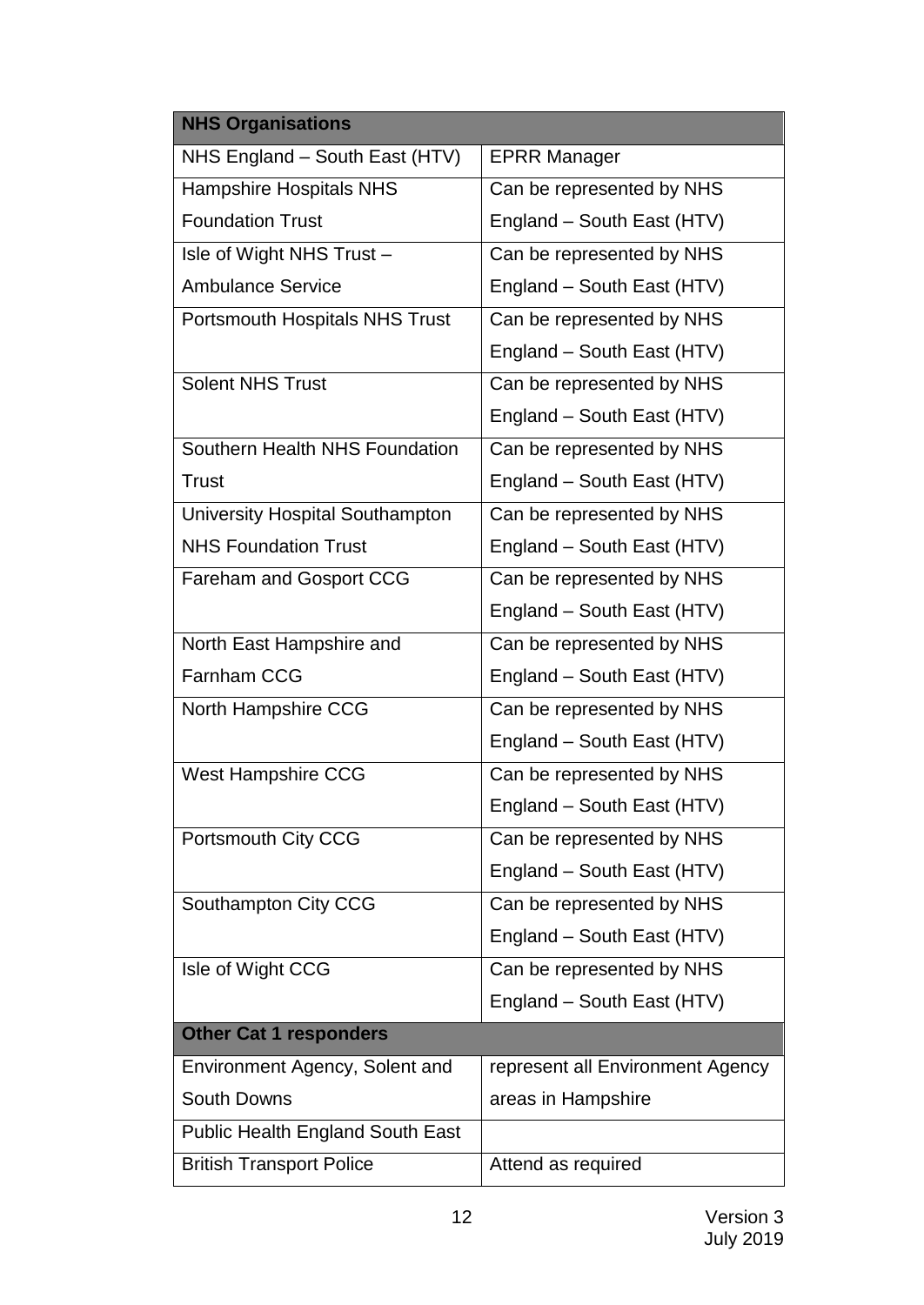| NHS Organisations | |
|---|---|
| NHS England – South East (HTV) | EPRR Manager |
| Hampshire Hospitals NHS Foundation Trust | Can be represented by NHS England – South East (HTV) |
| Isle of Wight NHS Trust – Ambulance Service | Can be represented by NHS England – South East (HTV) |
| Portsmouth Hospitals NHS Trust | Can be represented by NHS England – South East (HTV) |
| Solent NHS Trust | Can be represented by NHS England – South East (HTV) |
| Southern Health NHS Foundation Trust | Can be represented by NHS England – South East (HTV) |
| University Hospital Southampton NHS Foundation Trust | Can be represented by NHS England – South East (HTV) |
| Fareham and Gosport CCG | Can be represented by NHS England – South East (HTV) |
| North East Hampshire and Farnham CCG | Can be represented by NHS England – South East (HTV) |
| North Hampshire CCG | Can be represented by NHS England – South East (HTV) |
| West Hampshire CCG | Can be represented by NHS England – South East (HTV) |
| Portsmouth City CCG | Can be represented by NHS England – South East (HTV) |
| Southampton City CCG | Can be represented by NHS England – South East (HTV) |
| Isle of Wight CCG | Can be represented by NHS England – South East (HTV) |
| **Other Cat 1 responders** | |
| Environment Agency, Solent and South Downs | represent all Environment Agency areas in Hampshire |
| Public Health England South East | |
| British Transport Police | Attend as required |

Version 3
July 2019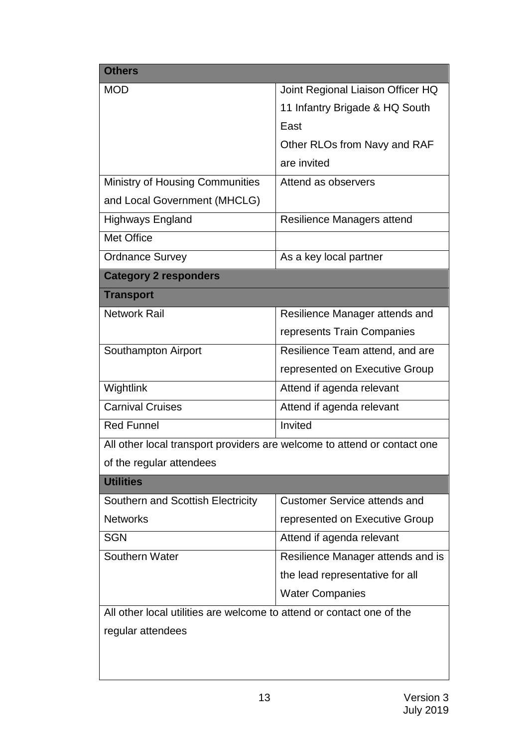| Others | |
|---|---|
| MOD | Joint Regional Liaison Officer HQ 11 Infantry Brigade & HQ South East<br>Other RLOs from Navy and RAF are invited |
| Ministry of Housing Communities and Local Government (MHCLG) | Attend as observers |
| Highways England | Resilience Managers attend |
| Met Office | |
| Ordnance Survey | As a key local partner |
| **Category 2 responders** | |
| **Transport** | |
| Network Rail | Resilience Manager attends and represents Train Companies |
| Southampton Airport | Resilience Team attend, and are represented on Executive Group |
| Wightlink | Attend if agenda relevant |
| Carnival Cruises | Attend if agenda relevant |
| Red Funnel | Invited |
| All other local transport providers are welcome to attend or contact one of the regular attendees | |
| **Utilities** | |
| Southern and Scottish Electricity Networks | Customer Service attends and represented on Executive Group |
| SGN | Attend if agenda relevant |
| Southern Water | Resilience Manager attends and is the lead representative for all Water Companies |
| All other local utilities are welcome to attend or contact one of the regular attendees | |

Version 3
July 2019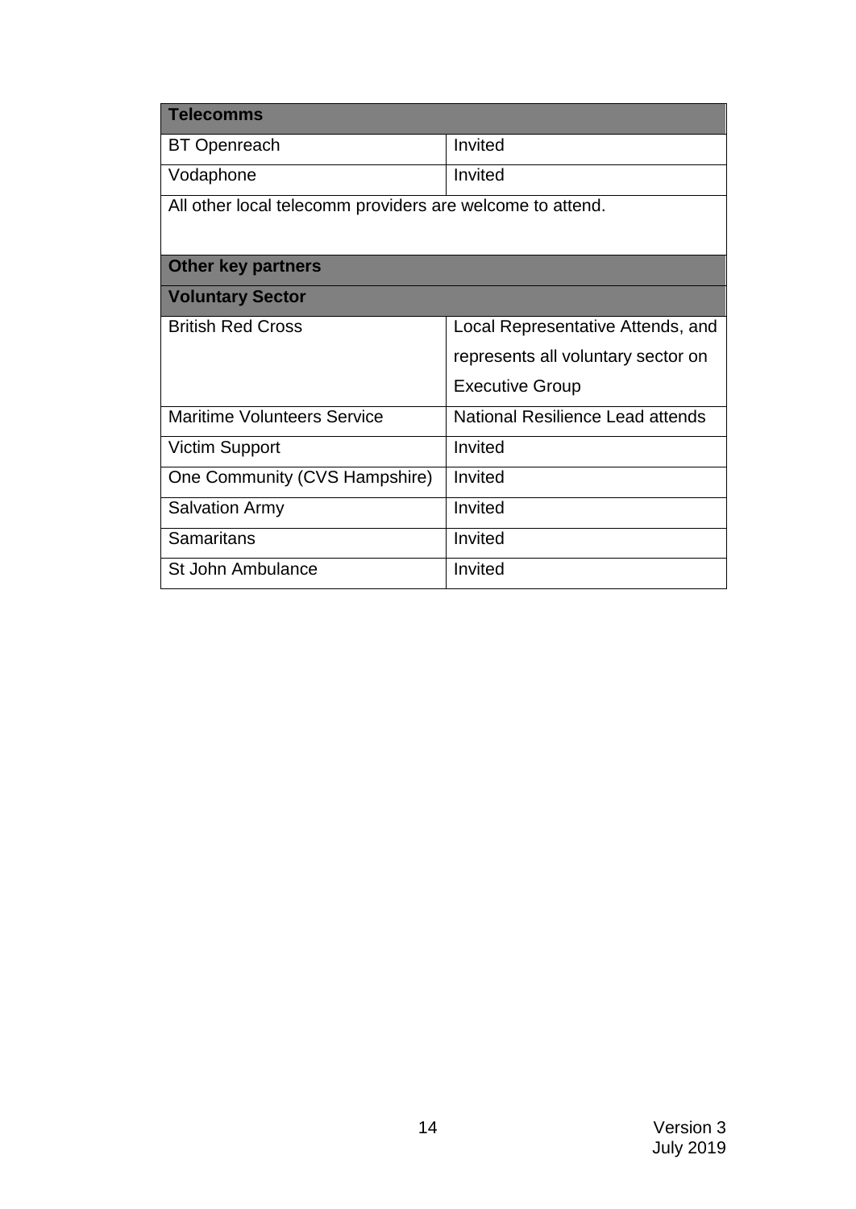| Telecomms | |
|---|---|
| BT Openreach | Invited |
| Vodaphone | Invited |
| All other local telecomm providers are welcome to attend. | |
| **Other key partners** | |
| **Voluntary Sector** | |
| British Red Cross | Local Representative Attends, and represents all voluntary sector on Executive Group |
| Maritime Volunteers Service | National Resilience Lead attends |
| Victim Support | Invited |
| One Community (CVS Hampshire) | Invited |
| Salvation Army | Invited |
| Samaritans | Invited |
| St John Ambulance | Invited |

Version 3
July 2019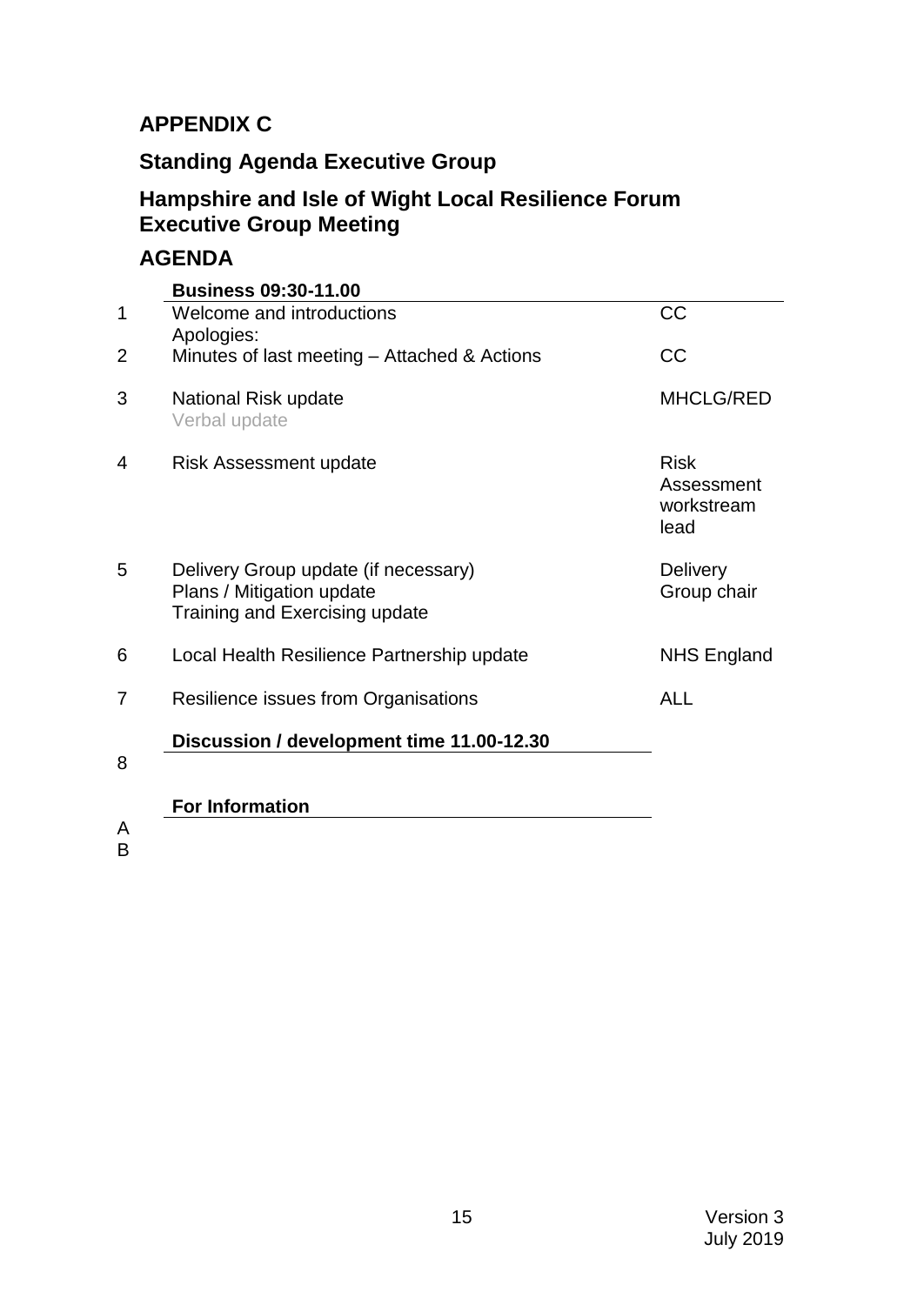## APPENDIX C

## Standing Agenda Executive Group

## Hampshire and Isle of Wight Local Resilience Forum Executive Group Meeting

## AGENDA

| | **Business 09:30-11.00** | |
|---|---|---|
| 1 | Welcome and introductions<br>Apologies: | CC |
| 2 | Minutes of last meeting – Attached & Actions | CC |
| 3 | National Risk update<br>Verbal update | MHCLG/RED |
| 4 | Risk Assessment update | Risk Assessment workstream lead |
| 5 | Delivery Group update (if necessary)<br>Plans / Mitigation update<br>Training and Exercising update | Delivery Group chair |
| 6 | Local Health Resilience Partnership update | NHS England |
| 7 | Resilience issues from Organisations | ALL |
| | **Discussion / development time 11.00-12.30** | |
| 8 | | |
| | **For Information** | |
| A | | |
| B | | |

Version 3
July 2019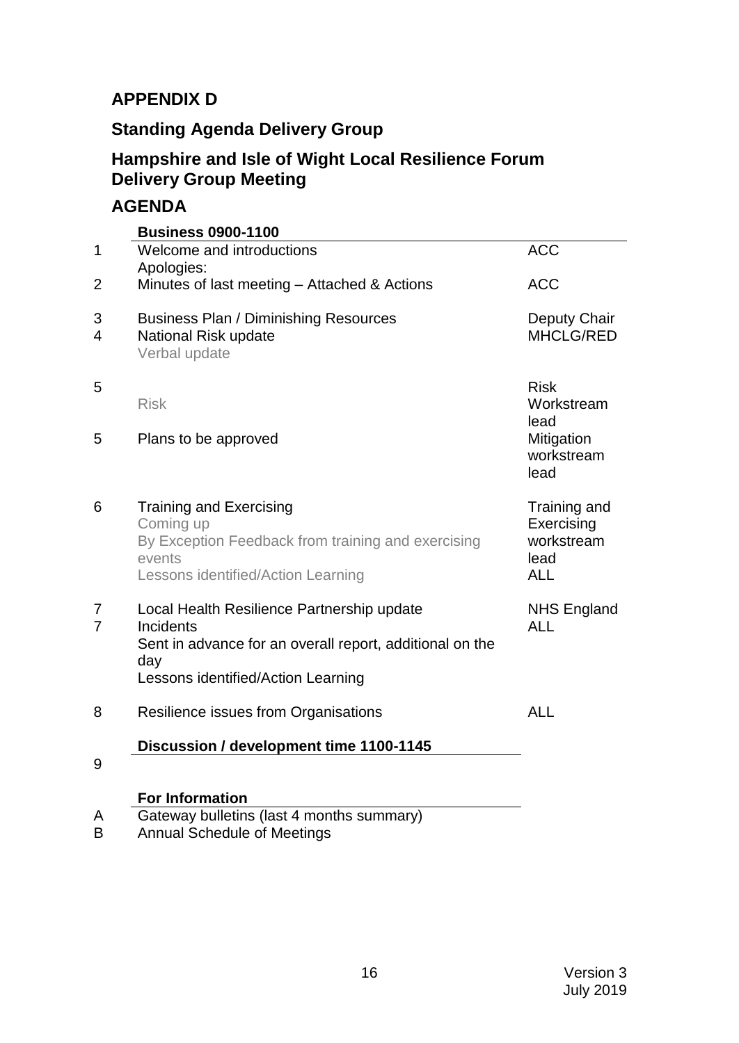## APPENDIX D

## Standing Agenda Delivery Group

## Hampshire and Isle of Wight Local Resilience Forum Delivery Group Meeting

## AGENDA

| | **Business 0900-1100** | |
|---|---|---|
| 1 | Welcome and introductions<br>Apologies: | ACC |
| 2 | Minutes of last meeting – Attached & Actions | ACC |
| 3 | Business Plan / Diminishing Resources | Deputy Chair |
| 4 | National Risk update<br>Verbal update | MHCLG/RED |
| 5 | Risk | Risk Workstream lead |
| 5 | Plans to be approved | Mitigation workstream lead |
| 6 | Training and Exercising<br>Coming up<br>By Exception Feedback from training and exercising events<br>Lessons identified/Action Learning | Training and Exercising workstream lead<br>ALL |
| 7 | Local Health Resilience Partnership update | NHS England |
| 7 | Incidents<br>Sent in advance for an overall report, additional on the day<br>Lessons identified/Action Learning | ALL |
| 8 | Resilience issues from Organisations | ALL |
| | **Discussion / development time 1100-1145** | |
| 9 | | |
| | **For Information** | |
| A | Gateway bulletins (last 4 months summary) | |
| B | Annual Schedule of Meetings | |

Version 3
July 2019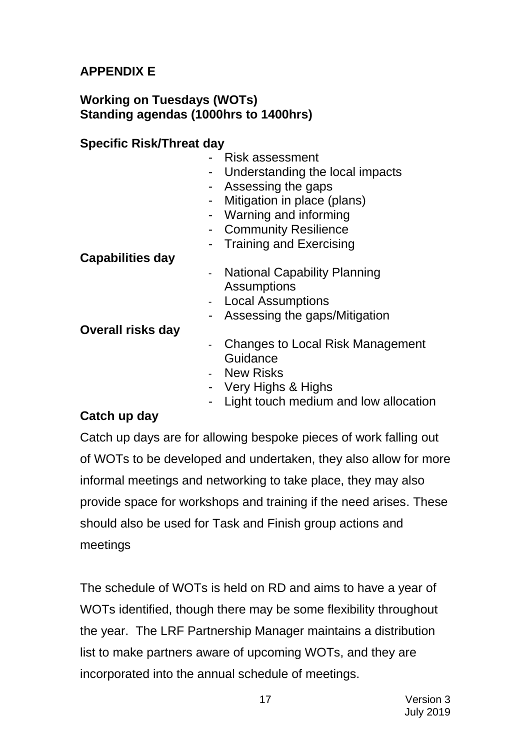**APPENDIX E**

**Working on Tuesdays (WOTs)**
**Standing agendas (1000hrs to 1400hrs)**

**Specific Risk/Threat day**

- Risk assessment
- Understanding the local impacts
- Assessing the gaps
- Mitigation in place (plans)
- Warning and informing
- Community Resilience
- Training and Exercising

**Capabilities day**

- National Capability Planning Assumptions
- Local Assumptions
- Assessing the gaps/Mitigation

**Overall risks day**

- Changes to Local Risk Management Guidance
- New Risks
- Very Highs & Highs
- Light touch medium and low allocation

**Catch up day**

Catch up days are for allowing bespoke pieces of work falling out of WOTs to be developed and undertaken, they also allow for more informal meetings and networking to take place, they may also provide space for workshops and training if the need arises. These should also be used for Task and Finish group actions and meetings

The schedule of WOTs is held on RD and aims to have a year of WOTs identified, though there may be some flexibility throughout the year. The LRF Partnership Manager maintains a distribution list to make partners aware of upcoming WOTs, and they are incorporated into the annual schedule of meetings.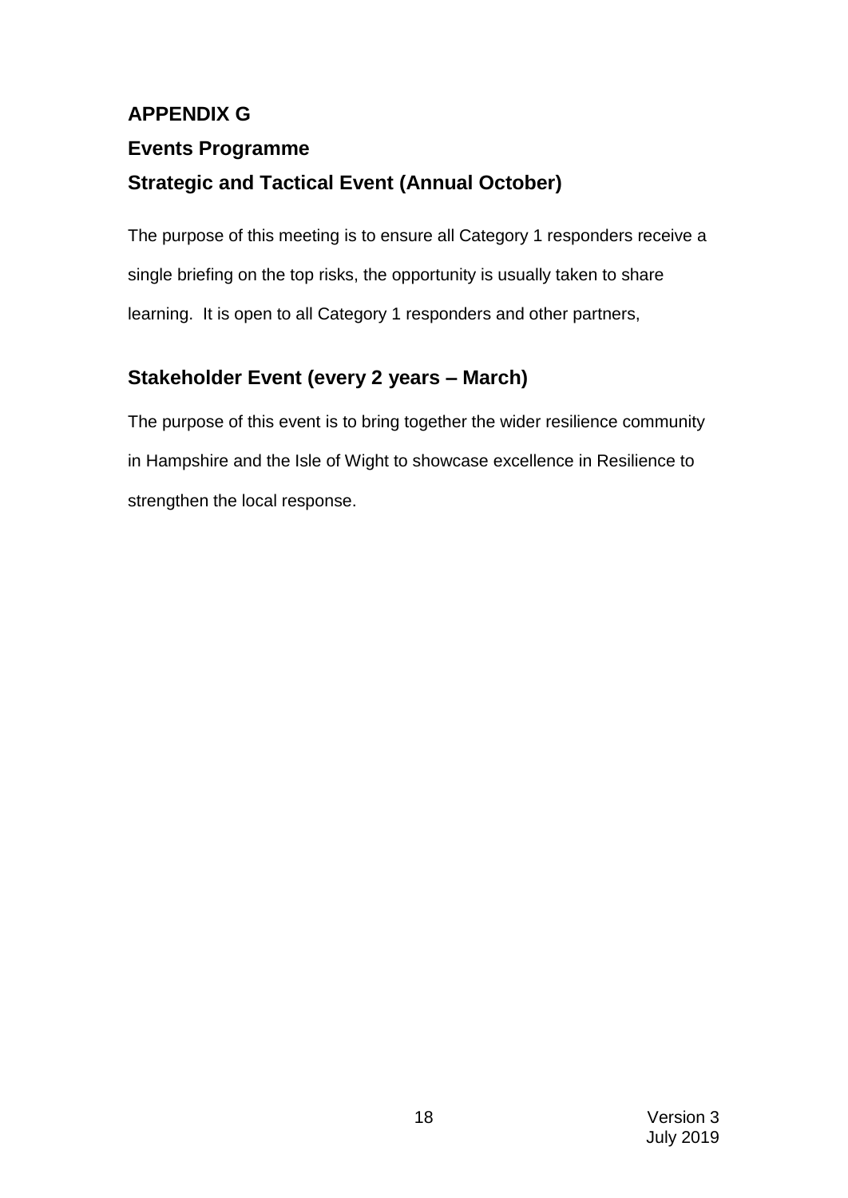## APPENDIX G

## Events Programme

## Strategic and Tactical Event (Annual October)

The purpose of this meeting is to ensure all Category 1 responders receive a single briefing on the top risks, the opportunity is usually taken to share learning. It is open to all Category 1 responders and other partners,

## Stakeholder Event (every 2 years – March)

The purpose of this event is to bring together the wider resilience community in Hampshire and the Isle of Wight to showcase excellence in Resilience to strengthen the local response.